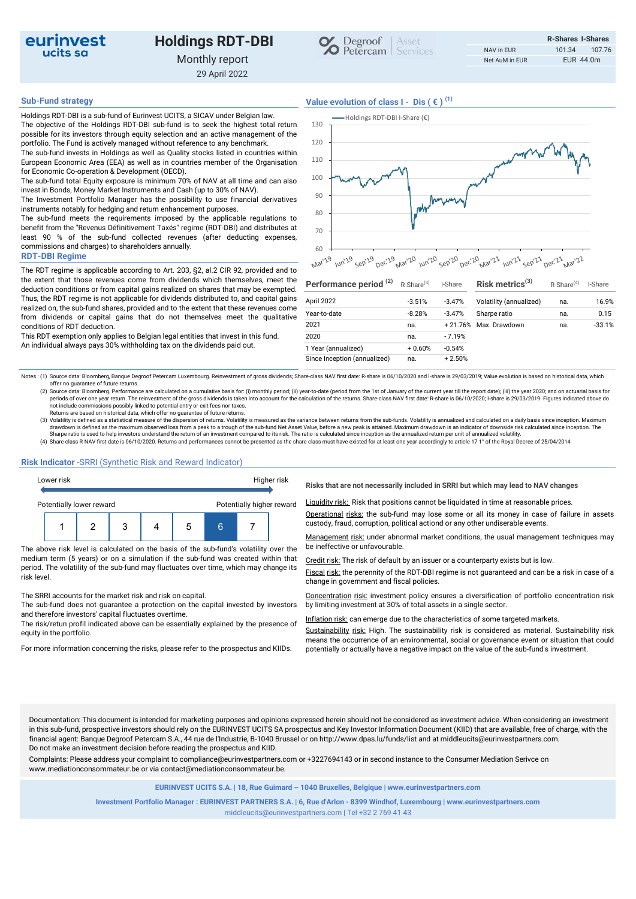# Holdings RDT-DBI

Monthly report

29 April 2022

eurinvest ucits sa

Degroof Petercam Asset Services

| | R-Shares | I-Shares |
|---|---|---|
| NAV in EUR | 101.34 | 107.76 |
| Net AuM in EUR | EUR 44.0m | |

## Sub-Fund strategy

Holdings RDT-DBI is a sub-fund of Eurinvest UCITS, a SICAV under Belgian law.

The objective of the Holdings RDT-DBI sub-fund is to seek the highest total return possible for its investors through equity selection and an active management of the portfolio. The Fund is actively managed without reference to any benchmark.

The sub-fund invests in Holdings as well as Quality stocks listed in countries within European Economic Area (EEA) as well as in countries member of the Organisation for Economic Co-operation & Development (OECD).

The sub-fund total Equity exposure is minimum 70% of NAV at all time and can also invest in Bonds, Money Market Instruments and Cash (up to 30% of NAV).

The Investment Portfolio Manager has the possibility to use financial derivatives instruments notably for hedging and return enhancement purposes.

The sub-fund meets the requirements imposed by the applicable regulations to benefit from the "Revenus Définitivement Taxés" regime (RDT-DBI) and distributes at least 90 % of the sub-fund collected revenues (after deducting expenses, commissions and charges) to shareholders annually.

## RDT-DBI Regime

The RDT regime is applicable according to Art. 203, §2, al.2 CIR 92, provided and to the extent that those revenues come from dividends which themselves, meet the deduction conditions or from capital gains realized on shares that may be exempted. Thus, the RDT regime is not applicable for dividends distributed to, and capital gains realized on, the sub-fund shares, provided and to the extent that these revenues come from dividends or capital gains that do not themselves meet the qualitative conditions of RDT deduction.

This RDT exemption only applies to Belgian legal entities that invest in this fund.

An individual always pays 30% withholding tax on the dividends paid out.

## Value evolution of class I - Dis ( € ) (1)

Holdings RDT-DBI I-Share (€)

| Performance period (2) | R-Share(4) | I-Share |
|---|---|---|
| April 2022 | -3.51% | -3.47% |
| Year-to-date | -8.28% | -3.47% |
| 2021 | na. | + 21.76% |
| 2020 | na. | - 7.19% |
| 1 Year (annualized) | + 0.60% | -0.54% |
| Since Inception (annualized) | na. | + 2.50% |

| Risk metrics(3) | R-Share(4) | I-Share |
|---|---|---|
| Volatility (annualized) | na. | 16.9% |
| Sharpe ratio | na. | 0.15 |
| Max. Drawdown | na. | -33.1% |

Notes : (1) Source data: Bloomberg, Banque Degroof Petercam Luxembourg. Reinvestment of gross dividends; Share-class NAV first date: R-share is 06/10/2020 and I-share is 29/03/2019; Value evolution is based on historical data, which offer no guarantee of future returns.

(2) Source data: Bloomberg. Performance are calculated on a cumulative basis for: (i) monthly period; (ii) year-to-date (period from the 1st of January of the current year till the report date); (iii) the year 2020; and on an actuarial basis for periods of over one year return. The reinvestment of the gross dividends is taken into account for the calculation of the returns. Share-class NAV first date: R-share is 06/10/2020; I-share is 29/03/2019. Figures indicated above do not include commissions possibly linked to potential entry or exit fees nor taxes.
Returns are based on historical data, which offer no guarantee of future returns.

(3) Volatility is defined as a statistical measure of the dispersion of returns. Volatility is measured as the variance between returns from the sub-funds. Volatility is annualized and calculated on a daily basis since inception. Maximum drawdown is defined as the maximum observed loss from a peak to a trough of the sub-fund Net Asset Value, before a new peak is attained. Maximum drawdown is an indicator of downside risk calculated since inception. The Sharpe ratio is used to help investors understand the return of an investment compared to its risk. The ratio is calculated since inception as the annualized return per unit of annualized volatility.

(4) Share class R NAV first date is 06/10/2020. Returns and performances cannot be presented as the share class must have existed for at least one year accordingly to article 17 1° of the Royal Decree of 25/04/2014

## Risk Indicator -SRRI (Synthetic Risk and Reward Indicator)

Lower risk — Higher risk

Potentially lower reward — Potentially higher reward

| 1 | 2 | 3 | 4 | 5 | **6** | 7 |
|---|---|---|---|---|---|---|

The above risk level is calculated on the basis of the sub-fund's volatility over the medium term (5 years) or on a simulation if the sub-fund was created within that period. The volatility of the sub-fund may fluctuates over time, which may change its risk level.

The SRRI accounts for the market risk and risk on capital.

The sub-fund does not guarantee a protection on the capital invested by investors and therefore investors' capital fluctuates overtime.

The risk/retrun profil indicated above can be essentially explained by the presence of equity in the portfolio.

For more information concerning the risks, please refer to the prospectus and KIIDs.

**Risks that are not necessarily included in SRRI but which may lead to NAV changes**

Liquidity risk: Risk that positions cannot be liquidated in time at reasonable prices.

Operational risks: the sub-fund may lose some or all its money in case of failure in assets custody, fraud, corruption, political actiond or any other undeserable events.

Management risk: under abnormal market conditions, the usual management techniques may be ineffective or unfavourable.

Credit risk: The risk of default by an issuer or a counterparty exists but is low.

Fiscal risk: the perennity of the RDT-DBI regime is not guaranteed and can be a risk in case of a change in government and fiscal policies.

Concentration risk: investment policy ensures a diversification of portfolio concentration risk by limiting investment at 30% of total assets in a single sector.

Inflation risk: can emerge due to the characteristics of some targeted markets.

Sustainability risk: High. The sustainability risk is considered as material. Sustainability risk means the occurrence of an environmental, social or governance event or situation that could potentially or actually have a negative impact on the value of the sub-fund's investment.

Documentation: This document is intended for marketing purposes and opinions expressed herein should not be considered as investment advice. When considering an investment in this sub-fund, prospective investors should rely on the EURINVEST UCITS SA prospectus and Key Investor Information Document (KIID) that are available, free of charge, with the financial agent: Banque Degroof Petercam S.A., 44 rue de l'Industrie, B-1040 Brussel or on http://www.dpas.lu/funds/list and at middleucits@eurinvestpartners.com.
Do not make an investment decision before reading the prospectus and KIID.

Complaints: Please address your complaint to compliance@eurinvestpartners.com or +3227694143 or in second instance to the Consumer Mediation Serivce on www.mediationconsommateur.be or via contact@mediationconsommateur.be.

**EURINVEST UCITS S.A.** | **18, Rue Guimard – 1040 Bruxelles, Belgique** | **www.eurinvestpartners.com**

**Investment Portfolio Manager : EURINVEST PARTNERS S.A.** | **6, Rue d'Arlon - 8399 Windhof, Luxembourg** | **www.eurinvestpartners.com**

middleucits@eurinvestpartners.com | Tel +32 2 769 41 43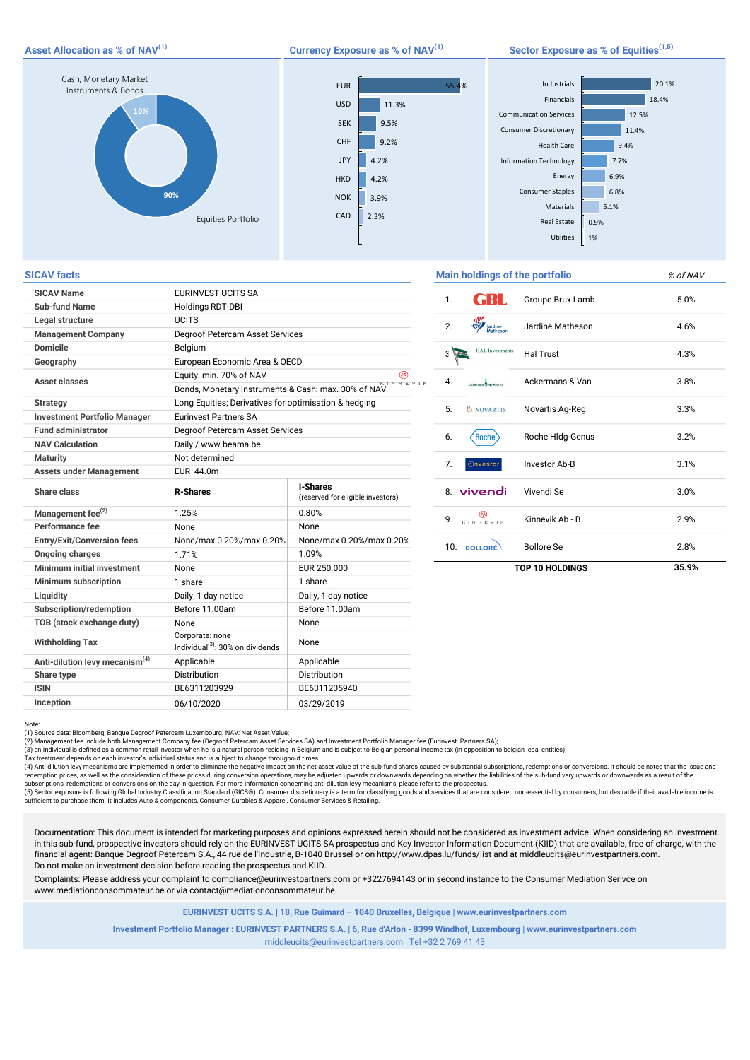## Asset Allocation as % of NAV[1]

Cash, Monetary Market Instruments & Bonds

10%

90%

Equities Portfolio

## Currency Exposure as % of NAV[1]

EUR 55.4%
USD 11.3%
SEK 9.5%
CHF 9.2%
JPY 4.2%
HKD 4.2%
NOK 3.9%
CAD 2.3%

## Sector Exposure as % of Equities[1,5]

Industrials 20.1%
Financials 18.4%
Communication Services 12.5%
Consumer Discretionary 11.4%
Health Care 9.4%
Information Technology 7.7%
Energy 6.9%
Consumer Staples 6.8%
Materials 5.1%
Real Estate 0.9%
Utilities 1%

## SICAV facts

| | | |
|---|---|---|
| **SICAV Name** | EURINVEST UCITS SA | |
| **Sub-fund Name** | Holdings RDT-DBI | |
| **Legal structure** | UCITS | |
| **Management Company** | Degroof Petercam Asset Services | |
| **Domicile** | Belgium | |
| **Geography** | European Economic Area & OECD | |
| **Asset classes** | Equity: min. 70% of NAV<br>Bonds, Monetary Instruments & Cash: max. 30% of NAV | |
| **Strategy** | Long Equities; Derivatives for optimisation & hedging | |
| **Investment Portfolio Manager** | Eurinvest Partners SA | |
| **Fund administrator** | Degroof Petercam Asset Services | |
| **NAV Calculation** | Daily / www.beama.be | |
| **Maturity** | Not determined | |
| **Assets under Management** | EUR 44.0m | |
| **Share class** | **R-Shares** | **I-Shares** (reserved for eligible investors) |
| **Management fee[2]** | 1.25% | 0.80% |
| **Performance fee** | None | None |
| **Entry/Exit/Conversion fees** | None/max 0.20%/max 0.20% | None/max 0.20%/max 0.20% |
| **Ongoing charges** | 1.71% | 1.09% |
| **Minimum initial investment** | None | EUR 250.000 |
| **Minimum subscription** | 1 share | 1 share |
| **Liquidity** | Daily, 1 day notice | Daily, 1 day notice |
| **Subscription/redemption** | Before 11.00am | Before 11.00am |
| **TOB (stock exchange duty)** | None | None |
| **Withholding Tax** | Corporate: none<br>Individual[3]: 30% on dividends | None |
| **Anti-dilution levy mecanism[4]** | Applicable | Applicable |
| **Share type** | Distribution | Distribution |
| **ISIN** | BE6311203929 | BE6311205940 |
| **Inception** | 06/10/2020 | 03/29/2019 |

## Main holdings of the portfolio

| | | *% of NAV* |
|---|---|---|
| 1. | Groupe Brux Lamb | 5.0% |
| 2. | Jardine Matheson | 4.6% |
| 3. | Hal Trust | 4.3% |
| 4. | Ackermans & Van | 3.8% |
| 5. | Novartis Ag-Reg | 3.3% |
| 6. | Roche Hldg-Genus | 3.2% |
| 7. | Investor Ab-B | 3.1% |
| 8. | Vivendi Se | 3.0% |
| 9. | Kinnevik Ab - B | 2.9% |
| 10. | Bollore Se | 2.8% |
| | **TOP 10 HOLDINGS** | **35.9%** |

Note:
(1) Source data: Bloomberg, Banque Degroof Petercam Luxembourg. NAV: Net Asset Value;
(2) Management fee include both Management Company fee (Degroof Petercam Asset Services SA) and Investment Portfolio Manager fee (Eurinvest Partners SA);
(3) an Individual is defined as a common retail investor when he is a natural person residing in Belgium and is subject to Belgian personal income tax (in opposition to belgian legal entities).
Tax treatment depends on each investor's individual status and is subject to change throughout times.
(4) Anti-dilution levy mecanisms are implemented in order to eliminate the negative impact on the net asset value of the sub-fund shares caused by substantial subscriptions, redemptions or conversions. It should be noted that the issue and redemption prices, as well as the consideration of these prices during conversion operations, may be adjusted upwards or downwards depending on whether the liabilities of the sub-fund vary upwards or downwards as a result of the subscriptions, redemptions or conversions on the day in question. For more information concerning anti-dilution levy mecanisms, please refer to the prospectus.
(5) Sector exposure is following Global Industry Classification Standard (GICS®). Consumer discretionary is a term for classifying goods and services that are considered non-essential by consumers, but desirable if their available income is sufficient to purchase them. It includes Auto & components, Consumer Durables & Apparel, Consumer Services & Retailing.

Documentation: This document is intended for marketing purposes and opinions expressed herein should not be considered as investment advice. When considering an investment in this sub-fund, prospective investors should rely on the EURINVEST UCITS SA prospectus and Key Investor Information Document (KIID) that are available, free of charge, with the financial agent: Banque Degroof Petercam S.A., 44 rue de l'Industrie, B-1040 Brussel or on http://www.dpas.lu/funds/list and at middleucits@eurinvestpartners.com.
Do not make an investment decision before reading the prospectus and KIID.

Complaints: Please address your complaint to compliance@eurinvestpartners.com or +3227694143 or in second instance to the Consumer Mediation Serivce on www.mediationconsommateur.be or via contact@mediationconsommateur.be.

**EURINVEST UCITS S.A. | 18, Rue Guimard – 1040 Bruxelles, Belgique | www.eurinvestpartners.com**

**Investment Portfolio Manager : EURINVEST PARTNERS S.A. | 6, Rue d'Arlon - 8399 Windhof, Luxembourg | www.eurinvestpartners.com**

middleucits@eurinvestpartners.com | Tel +32 2 769 41 43